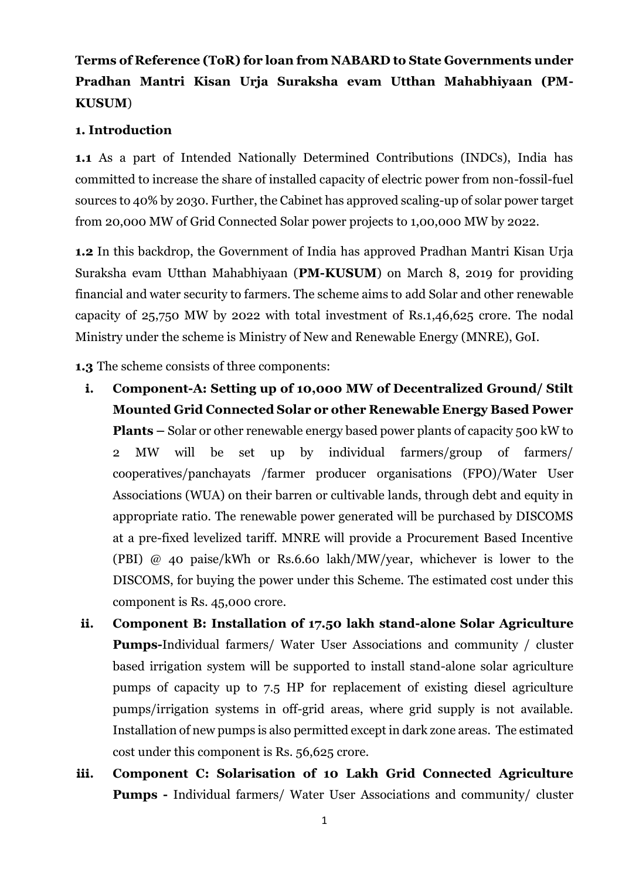**Terms of Reference (ToR) for loan from NABARD to State Governments under Pradhan Mantri Kisan Urja Suraksha evam Utthan Mahabhiyaan (PM-KUSUM)**

**1. Introduction**

**1.1** As a part of Intended Nationally Determined Contributions (INDCs), India has committed to increase the share of installed capacity of electric power from non-fossil-fuel sources to 40% by 2030. Further, the Cabinet has approved scaling-up of solar power target from 20,000 MW of Grid Connected Solar power projects to 1,00,000 MW by 2022.

**1.2** In this backdrop, the Government of India has approved Pradhan Mantri Kisan Urja Suraksha evam Utthan Mahabhiyaan (**PM-KUSUM**) on March 8, 2019 for providing financial and water security to farmers. The scheme aims to add Solar and other renewable capacity of 25,750 MW by 2022 with total investment of Rs.1,46,625 crore. The nodal Ministry under the scheme is Ministry of New and Renewable Energy (MNRE), GoI.

**1.3** The scheme consists of three components:

i. **Component-A: Setting up of 10,000 MW of Decentralized Ground/ Stilt Mounted Grid Connected Solar or other Renewable Energy Based Power Plants –** Solar or other renewable energy based power plants of capacity 500 kW to 2 MW will be set up by individual farmers/group of farmers/ cooperatives/panchayats /farmer producer organisations (FPO)/Water User Associations (WUA) on their barren or cultivable lands, through debt and equity in appropriate ratio. The renewable power generated will be purchased by DISCOMS at a pre-fixed levelized tariff. MNRE will provide a Procurement Based Incentive (PBI) @ 40 paise/kWh or Rs.6.60 lakh/MW/year, whichever is lower to the DISCOMS, for buying the power under this Scheme. The estimated cost under this component is Rs. 45,000 crore.

ii. **Component B: Installation of 17.50 lakh stand-alone Solar Agriculture Pumps-**Individual farmers/ Water User Associations and community / cluster based irrigation system will be supported to install stand-alone solar agriculture pumps of capacity up to 7.5 HP for replacement of existing diesel agriculture pumps/irrigation systems in off-grid areas, where grid supply is not available. Installation of new pumps is also permitted except in dark zone areas. The estimated cost under this component is Rs. 56,625 crore.

iii. **Component C: Solarisation of 10 Lakh Grid Connected Agriculture Pumps -** Individual farmers/ Water User Associations and community/ cluster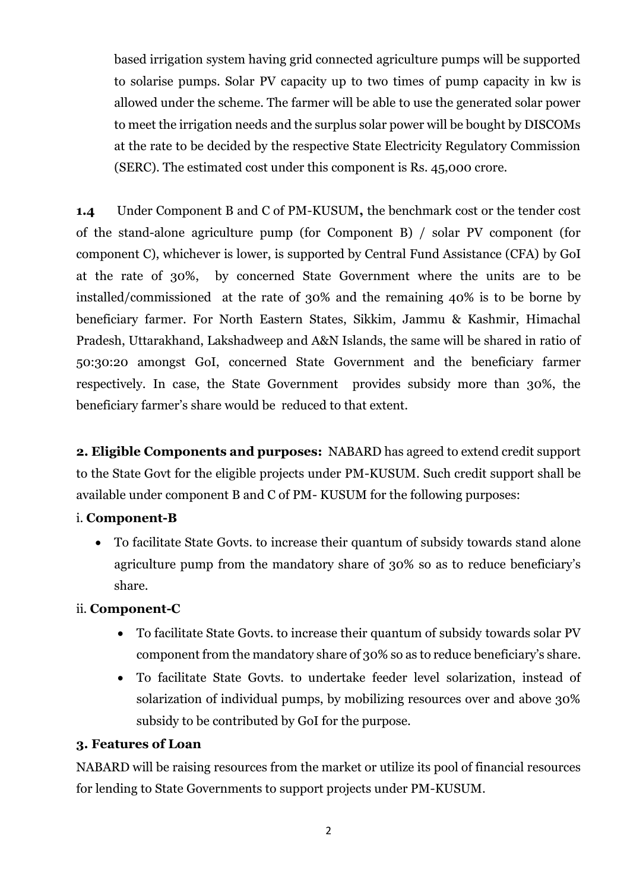based irrigation system having grid connected agriculture pumps will be supported to solarise pumps. Solar PV capacity up to two times of pump capacity in kw is allowed under the scheme. The farmer will be able to use the generated solar power to meet the irrigation needs and the surplus solar power will be bought by DISCOMs at the rate to be decided by the respective State Electricity Regulatory Commission (SERC). The estimated cost under this component is Rs. 45,000 crore.

**1.4** Under Component B and C of PM-KUSUM**,** the benchmark cost or the tender cost of the stand-alone agriculture pump (for Component B) / solar PV component (for component C), whichever is lower, is supported by Central Fund Assistance (CFA) by GoI at the rate of 30%, by concerned State Government where the units are to be installed/commissioned at the rate of 30% and the remaining 40% is to be borne by beneficiary farmer. For North Eastern States, Sikkim, Jammu & Kashmir, Himachal Pradesh, Uttarakhand, Lakshadweep and A&N Islands, the same will be shared in ratio of 50:30:20 amongst GoI, concerned State Government and the beneficiary farmer respectively. In case, the State Government provides subsidy more than 30%, the beneficiary farmer's share would be reduced to that extent.

**2. Eligible Components and purposes:** NABARD has agreed to extend credit support to the State Govt for the eligible projects under PM-KUSUM. Such credit support shall be available under component B and C of PM- KUSUM for the following purposes:

i. **Component-B**

- To facilitate State Govts. to increase their quantum of subsidy towards stand alone agriculture pump from the mandatory share of 30% so as to reduce beneficiary's share.

ii. **Component-C**

- To facilitate State Govts. to increase their quantum of subsidy towards solar PV component from the mandatory share of 30% so as to reduce beneficiary's share.
- To facilitate State Govts. to undertake feeder level solarization, instead of solarization of individual pumps, by mobilizing resources over and above 30% subsidy to be contributed by GoI for the purpose.

**3. Features of Loan**

NABARD will be raising resources from the market or utilize its pool of financial resources for lending to State Governments to support projects under PM-KUSUM.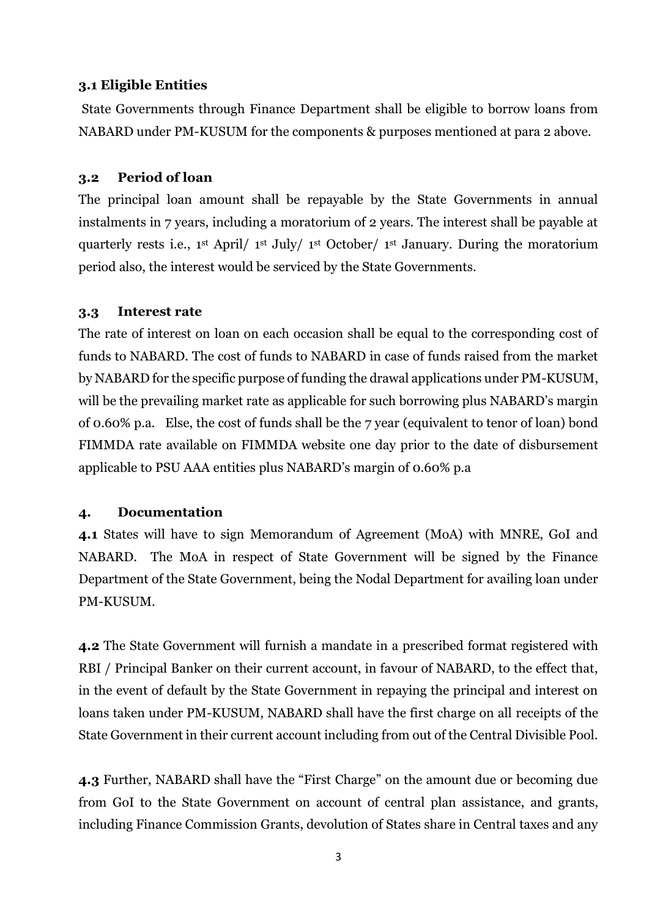### 3.1 Eligible Entities

State Governments through Finance Department shall be eligible to borrow loans from NABARD under PM-KUSUM for the components & purposes mentioned at para 2 above.

### 3.2 Period of loan

The principal loan amount shall be repayable by the State Governments in annual instalments in 7 years, including a moratorium of 2 years. The interest shall be payable at quarterly rests i.e., 1st April/ 1st July/ 1st October/ 1st January. During the moratorium period also, the interest would be serviced by the State Governments.

### 3.3 Interest rate

The rate of interest on loan on each occasion shall be equal to the corresponding cost of funds to NABARD. The cost of funds to NABARD in case of funds raised from the market by NABARD for the specific purpose of funding the drawal applications under PM-KUSUM, will be the prevailing market rate as applicable for such borrowing plus NABARD's margin of 0.60% p.a. Else, the cost of funds shall be the 7 year (equivalent to tenor of loan) bond FIMMDA rate available on FIMMDA website one day prior to the date of disbursement applicable to PSU AAA entities plus NABARD's margin of 0.60% p.a

## 4. Documentation

**4.1** States will have to sign Memorandum of Agreement (MoA) with MNRE, GoI and NABARD. The MoA in respect of State Government will be signed by the Finance Department of the State Government, being the Nodal Department for availing loan under PM-KUSUM.

**4.2** The State Government will furnish a mandate in a prescribed format registered with RBI / Principal Banker on their current account, in favour of NABARD, to the effect that, in the event of default by the State Government in repaying the principal and interest on loans taken under PM-KUSUM, NABARD shall have the first charge on all receipts of the State Government in their current account including from out of the Central Divisible Pool.

**4.3** Further, NABARD shall have the "First Charge" on the amount due or becoming due from GoI to the State Government on account of central plan assistance, and grants, including Finance Commission Grants, devolution of States share in Central taxes and any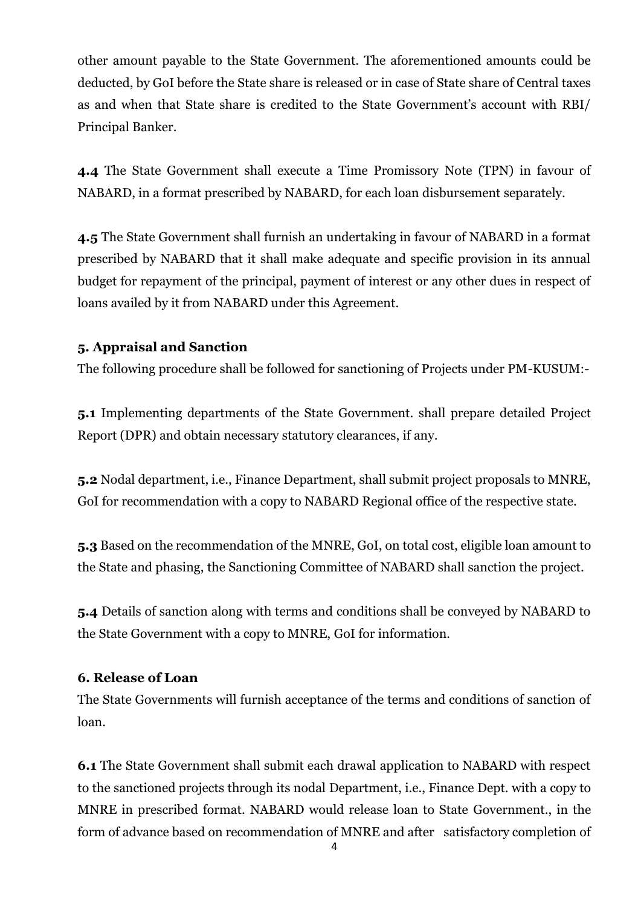other amount payable to the State Government. The aforementioned amounts could be deducted, by GoI before the State share is released or in case of State share of Central taxes as and when that State share is credited to the State Government's account with RBI/ Principal Banker.

**4.4** The State Government shall execute a Time Promissory Note (TPN) in favour of NABARD, in a format prescribed by NABARD, for each loan disbursement separately.

**4.5** The State Government shall furnish an undertaking in favour of NABARD in a format prescribed by NABARD that it shall make adequate and specific provision in its annual budget for repayment of the principal, payment of interest or any other dues in respect of loans availed by it from NABARD under this Agreement.

**5. Appraisal and Sanction**

The following procedure shall be followed for sanctioning of Projects under PM-KUSUM:-

**5.1** Implementing departments of the State Government. shall prepare detailed Project Report (DPR) and obtain necessary statutory clearances, if any.

**5.2** Nodal department, i.e., Finance Department, shall submit project proposals to MNRE, GoI for recommendation with a copy to NABARD Regional office of the respective state.

**5.3** Based on the recommendation of the MNRE, GoI, on total cost, eligible loan amount to the State and phasing, the Sanctioning Committee of NABARD shall sanction the project.

**5.4** Details of sanction along with terms and conditions shall be conveyed by NABARD to the State Government with a copy to MNRE, GoI for information.

**6. Release of Loan**

The State Governments will furnish acceptance of the terms and conditions of sanction of loan.

**6.1** The State Government shall submit each drawal application to NABARD with respect to the sanctioned projects through its nodal Department, i.e., Finance Dept. with a copy to MNRE in prescribed format. NABARD would release loan to State Government., in the form of advance based on recommendation of MNRE and after satisfactory completion of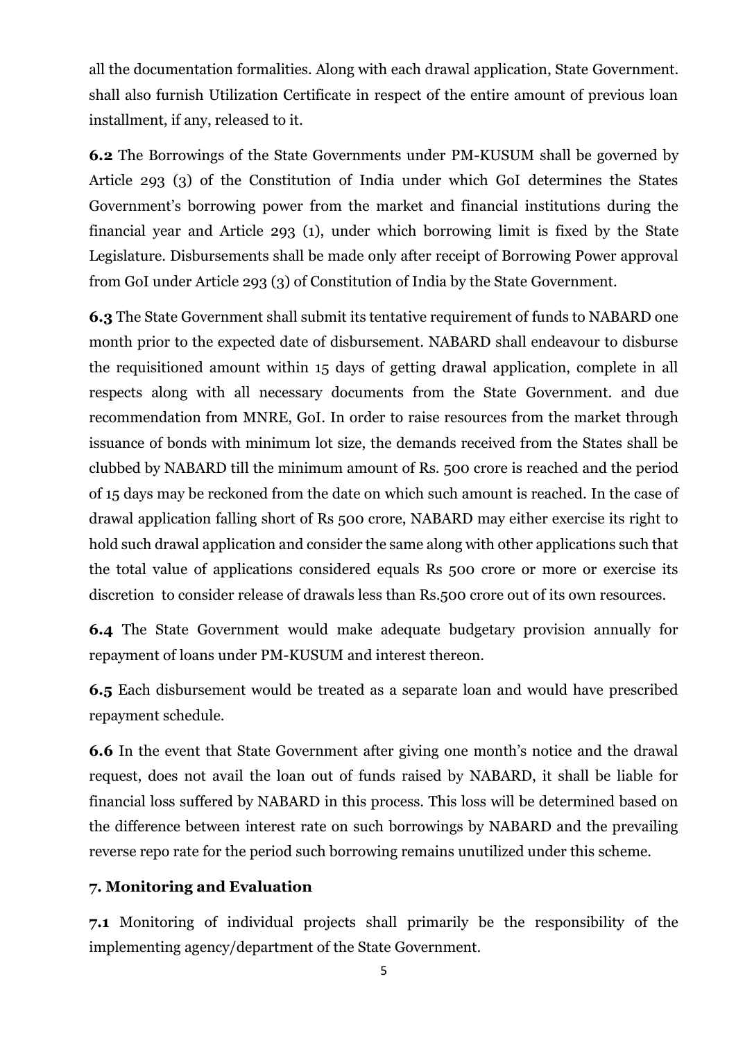all the documentation formalities. Along with each drawal application, State Government. shall also furnish Utilization Certificate in respect of the entire amount of previous loan installment, if any, released to it.

**6.2** The Borrowings of the State Governments under PM-KUSUM shall be governed by Article 293 (3) of the Constitution of India under which GoI determines the States Government's borrowing power from the market and financial institutions during the financial year and Article 293 (1), under which borrowing limit is fixed by the State Legislature. Disbursements shall be made only after receipt of Borrowing Power approval from GoI under Article 293 (3) of Constitution of India by the State Government.

**6.3** The State Government shall submit its tentative requirement of funds to NABARD one month prior to the expected date of disbursement. NABARD shall endeavour to disburse the requisitioned amount within 15 days of getting drawal application, complete in all respects along with all necessary documents from the State Government. and due recommendation from MNRE, GoI. In order to raise resources from the market through issuance of bonds with minimum lot size, the demands received from the States shall be clubbed by NABARD till the minimum amount of Rs. 500 crore is reached and the period of 15 days may be reckoned from the date on which such amount is reached. In the case of drawal application falling short of Rs 500 crore, NABARD may either exercise its right to hold such drawal application and consider the same along with other applications such that the total value of applications considered equals Rs 500 crore or more or exercise its discretion to consider release of drawals less than Rs.500 crore out of its own resources.

**6.4** The State Government would make adequate budgetary provision annually for repayment of loans under PM-KUSUM and interest thereon.

**6.5** Each disbursement would be treated as a separate loan and would have prescribed repayment schedule.

**6.6** In the event that State Government after giving one month's notice and the drawal request, does not avail the loan out of funds raised by NABARD, it shall be liable for financial loss suffered by NABARD in this process. This loss will be determined based on the difference between interest rate on such borrowings by NABARD and the prevailing reverse repo rate for the period such borrowing remains unutilized under this scheme.

### 7. Monitoring and Evaluation

**7.1** Monitoring of individual projects shall primarily be the responsibility of the implementing agency/department of the State Government.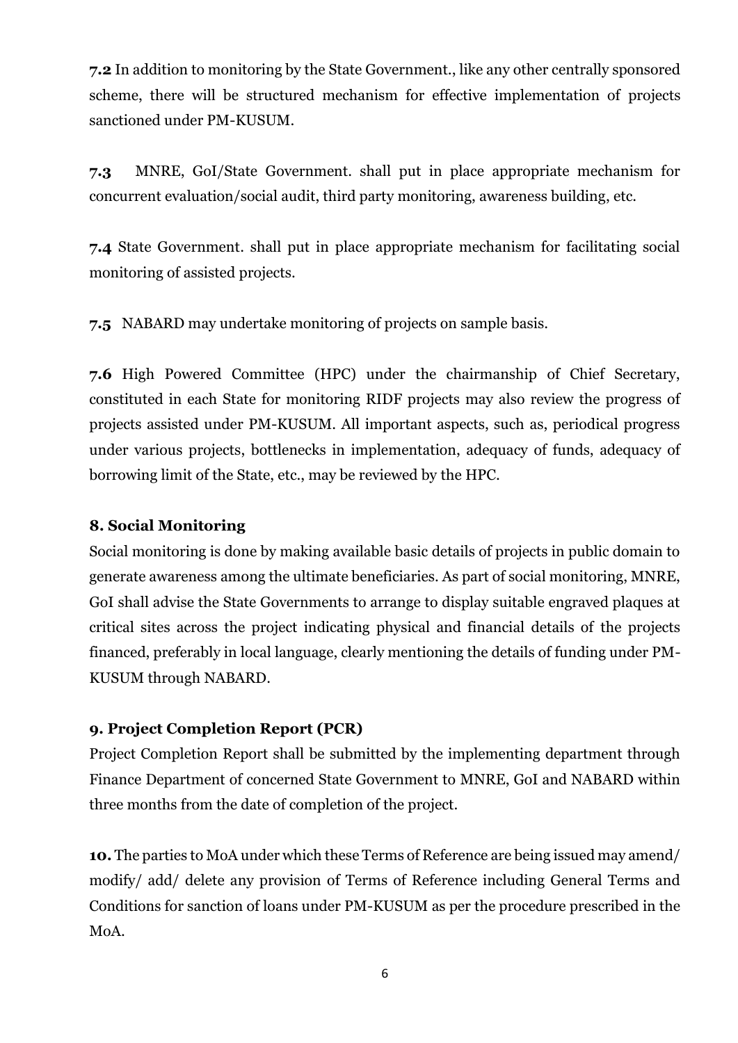**7.2** In addition to monitoring by the State Government., like any other centrally sponsored scheme, there will be structured mechanism for effective implementation of projects sanctioned under PM-KUSUM.

**7.3** MNRE, GoI/State Government. shall put in place appropriate mechanism for concurrent evaluation/social audit, third party monitoring, awareness building, etc.

**7.4** State Government. shall put in place appropriate mechanism for facilitating social monitoring of assisted projects.

**7.5** NABARD may undertake monitoring of projects on sample basis.

**7.6** High Powered Committee (HPC) under the chairmanship of Chief Secretary, constituted in each State for monitoring RIDF projects may also review the progress of projects assisted under PM-KUSUM. All important aspects, such as, periodical progress under various projects, bottlenecks in implementation, adequacy of funds, adequacy of borrowing limit of the State, etc., may be reviewed by the HPC.

### 8. Social Monitoring

Social monitoring is done by making available basic details of projects in public domain to generate awareness among the ultimate beneficiaries. As part of social monitoring, MNRE, GoI shall advise the State Governments to arrange to display suitable engraved plaques at critical sites across the project indicating physical and financial details of the projects financed, preferably in local language, clearly mentioning the details of funding under PM-KUSUM through NABARD.

### 9. Project Completion Report (PCR)

Project Completion Report shall be submitted by the implementing department through Finance Department of concerned State Government to MNRE, GoI and NABARD within three months from the date of completion of the project.

**10.** The parties to MoA under which these Terms of Reference are being issued may amend/ modify/ add/ delete any provision of Terms of Reference including General Terms and Conditions for sanction of loans under PM-KUSUM as per the procedure prescribed in the MoA.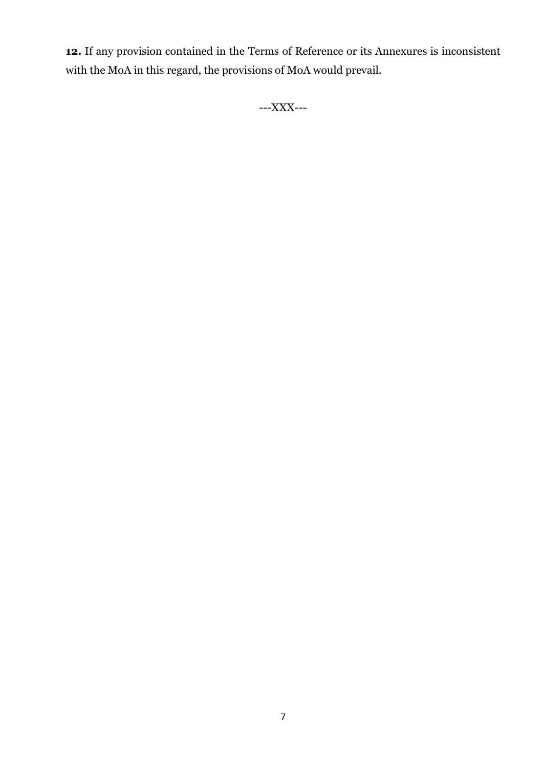**12.** If any provision contained in the Terms of Reference or its Annexures is inconsistent with the MoA in this regard, the provisions of MoA would prevail.

---XXX---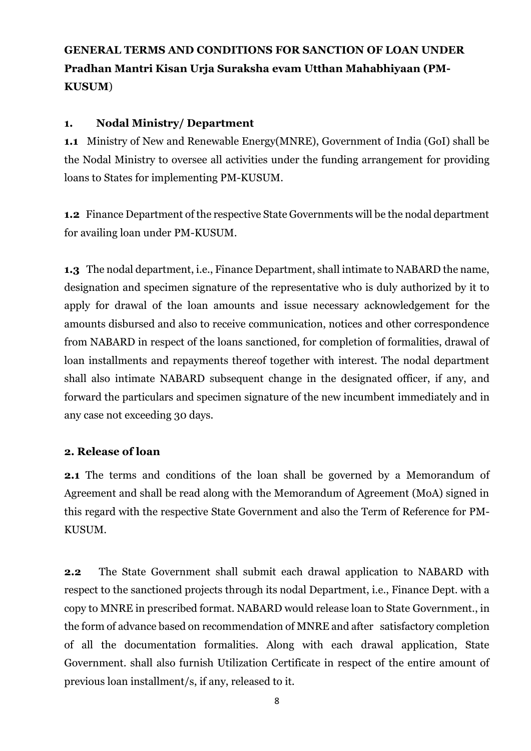# GENERAL TERMS AND CONDITIONS FOR SANCTION OF LOAN UNDER Pradhan Mantri Kisan Urja Suraksha evam Utthan Mahabhiyaan (PM-KUSUM)

## 1. Nodal Ministry/ Department

**1.1** Ministry of New and Renewable Energy(MNRE), Government of India (GoI) shall be the Nodal Ministry to oversee all activities under the funding arrangement for providing loans to States for implementing PM-KUSUM.

**1.2** Finance Department of the respective State Governments will be the nodal department for availing loan under PM-KUSUM.

**1.3** The nodal department, i.e., Finance Department, shall intimate to NABARD the name, designation and specimen signature of the representative who is duly authorized by it to apply for drawal of the loan amounts and issue necessary acknowledgement for the amounts disbursed and also to receive communication, notices and other correspondence from NABARD in respect of the loans sanctioned, for completion of formalities, drawal of loan installments and repayments thereof together with interest. The nodal department shall also intimate NABARD subsequent change in the designated officer, if any, and forward the particulars and specimen signature of the new incumbent immediately and in any case not exceeding 30 days.

## 2. Release of loan

**2.1** The terms and conditions of the loan shall be governed by a Memorandum of Agreement and shall be read along with the Memorandum of Agreement (MoA) signed in this regard with the respective State Government and also the Term of Reference for PM-KUSUM.

**2.2** The State Government shall submit each drawal application to NABARD with respect to the sanctioned projects through its nodal Department, i.e., Finance Dept. with a copy to MNRE in prescribed format. NABARD would release loan to State Government., in the form of advance based on recommendation of MNRE and after satisfactory completion of all the documentation formalities. Along with each drawal application, State Government. shall also furnish Utilization Certificate in respect of the entire amount of previous loan installment/s, if any, released to it.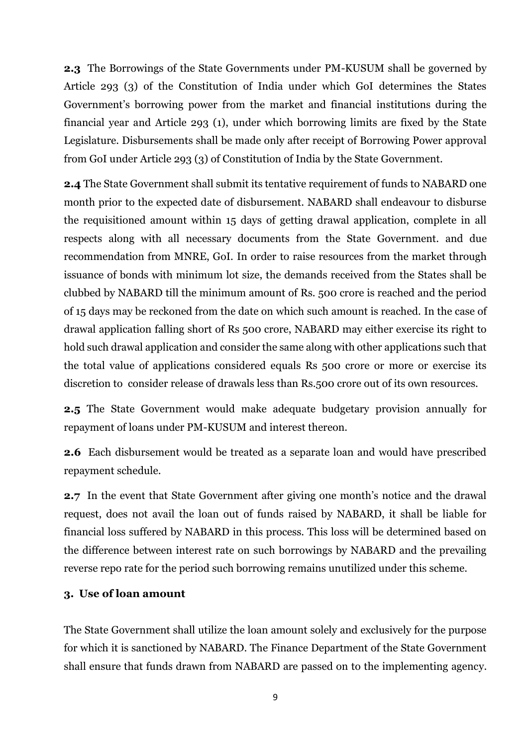**2.3** The Borrowings of the State Governments under PM-KUSUM shall be governed by Article 293 (3) of the Constitution of India under which GoI determines the States Government's borrowing power from the market and financial institutions during the financial year and Article 293 (1), under which borrowing limits are fixed by the State Legislature. Disbursements shall be made only after receipt of Borrowing Power approval from GoI under Article 293 (3) of Constitution of India by the State Government.

**2.4** The State Government shall submit its tentative requirement of funds to NABARD one month prior to the expected date of disbursement. NABARD shall endeavour to disburse the requisitioned amount within 15 days of getting drawal application, complete in all respects along with all necessary documents from the State Government. and due recommendation from MNRE, GoI. In order to raise resources from the market through issuance of bonds with minimum lot size, the demands received from the States shall be clubbed by NABARD till the minimum amount of Rs. 500 crore is reached and the period of 15 days may be reckoned from the date on which such amount is reached. In the case of drawal application falling short of Rs 500 crore, NABARD may either exercise its right to hold such drawal application and consider the same along with other applications such that the total value of applications considered equals Rs 500 crore or more or exercise its discretion to consider release of drawals less than Rs.500 crore out of its own resources.

**2.5** The State Government would make adequate budgetary provision annually for repayment of loans under PM-KUSUM and interest thereon.

**2.6** Each disbursement would be treated as a separate loan and would have prescribed repayment schedule.

**2.7** In the event that State Government after giving one month's notice and the drawal request, does not avail the loan out of funds raised by NABARD, it shall be liable for financial loss suffered by NABARD in this process. This loss will be determined based on the difference between interest rate on such borrowings by NABARD and the prevailing reverse repo rate for the period such borrowing remains unutilized under this scheme.

### 3. Use of loan amount

The State Government shall utilize the loan amount solely and exclusively for the purpose for which it is sanctioned by NABARD. The Finance Department of the State Government shall ensure that funds drawn from NABARD are passed on to the implementing agency.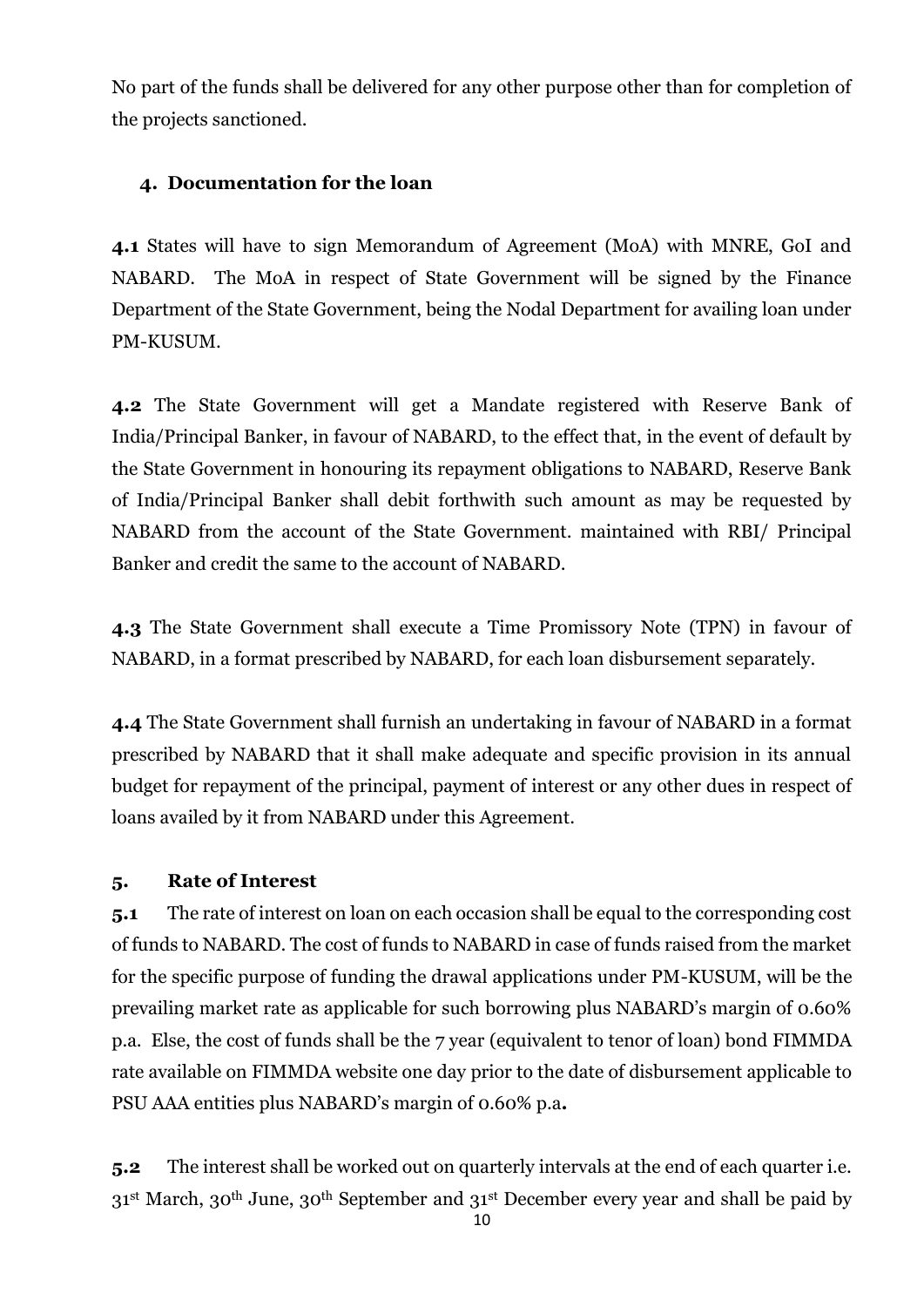No part of the funds shall be delivered for any other purpose other than for completion of the projects sanctioned.

## 4. Documentation for the loan

**4.1** States will have to sign Memorandum of Agreement (MoA) with MNRE, GoI and NABARD. The MoA in respect of State Government will be signed by the Finance Department of the State Government, being the Nodal Department for availing loan under PM-KUSUM.

**4.2** The State Government will get a Mandate registered with Reserve Bank of India/Principal Banker, in favour of NABARD, to the effect that, in the event of default by the State Government in honouring its repayment obligations to NABARD, Reserve Bank of India/Principal Banker shall debit forthwith such amount as may be requested by NABARD from the account of the State Government. maintained with RBI/ Principal Banker and credit the same to the account of NABARD.

**4.3** The State Government shall execute a Time Promissory Note (TPN) in favour of NABARD, in a format prescribed by NABARD, for each loan disbursement separately.

**4.4** The State Government shall furnish an undertaking in favour of NABARD in a format prescribed by NABARD that it shall make adequate and specific provision in its annual budget for repayment of the principal, payment of interest or any other dues in respect of loans availed by it from NABARD under this Agreement.

## 5. Rate of Interest

**5.1** The rate of interest on loan on each occasion shall be equal to the corresponding cost of funds to NABARD. The cost of funds to NABARD in case of funds raised from the market for the specific purpose of funding the drawal applications under PM-KUSUM, will be the prevailing market rate as applicable for such borrowing plus NABARD's margin of 0.60% p.a. Else, the cost of funds shall be the 7 year (equivalent to tenor of loan) bond FIMMDA rate available on FIMMDA website one day prior to the date of disbursement applicable to PSU AAA entities plus NABARD's margin of 0.60% p.a**.**

**5.2** The interest shall be worked out on quarterly intervals at the end of each quarter i.e. 31st March, 30th June, 30th September and 31st December every year and shall be paid by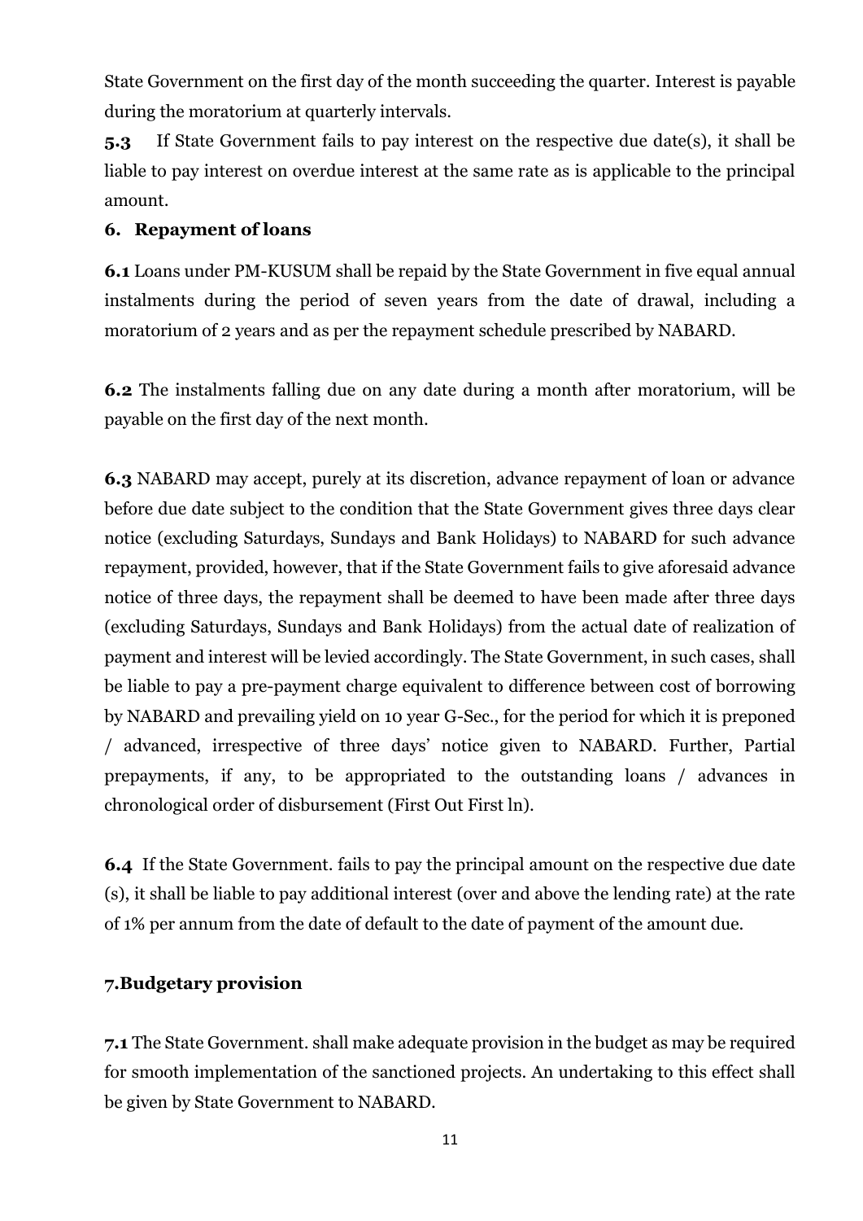State Government on the first day of the month succeeding the quarter. Interest is payable during the moratorium at quarterly intervals.

**5.3** If State Government fails to pay interest on the respective due date(s), it shall be liable to pay interest on overdue interest at the same rate as is applicable to the principal amount.

### 6. Repayment of loans

**6.1** Loans under PM-KUSUM shall be repaid by the State Government in five equal annual instalments during the period of seven years from the date of drawal, including a moratorium of 2 years and as per the repayment schedule prescribed by NABARD.

**6.2** The instalments falling due on any date during a month after moratorium, will be payable on the first day of the next month.

**6.3** NABARD may accept, purely at its discretion, advance repayment of loan or advance before due date subject to the condition that the State Government gives three days clear notice (excluding Saturdays, Sundays and Bank Holidays) to NABARD for such advance repayment, provided, however, that if the State Government fails to give aforesaid advance notice of three days, the repayment shall be deemed to have been made after three days (excluding Saturdays, Sundays and Bank Holidays) from the actual date of realization of payment and interest will be levied accordingly. The State Government, in such cases, shall be liable to pay a pre-payment charge equivalent to difference between cost of borrowing by NABARD and prevailing yield on 10 year G-Sec., for the period for which it is preponed / advanced, irrespective of three days' notice given to NABARD. Further, Partial prepayments, if any, to be appropriated to the outstanding loans / advances in chronological order of disbursement (First Out First ln).

**6.4** If the State Government. fails to pay the principal amount on the respective due date (s), it shall be liable to pay additional interest (over and above the lending rate) at the rate of 1% per annum from the date of default to the date of payment of the amount due.

### 7.Budgetary provision

**7.1** The State Government. shall make adequate provision in the budget as may be required for smooth implementation of the sanctioned projects. An undertaking to this effect shall be given by State Government to NABARD.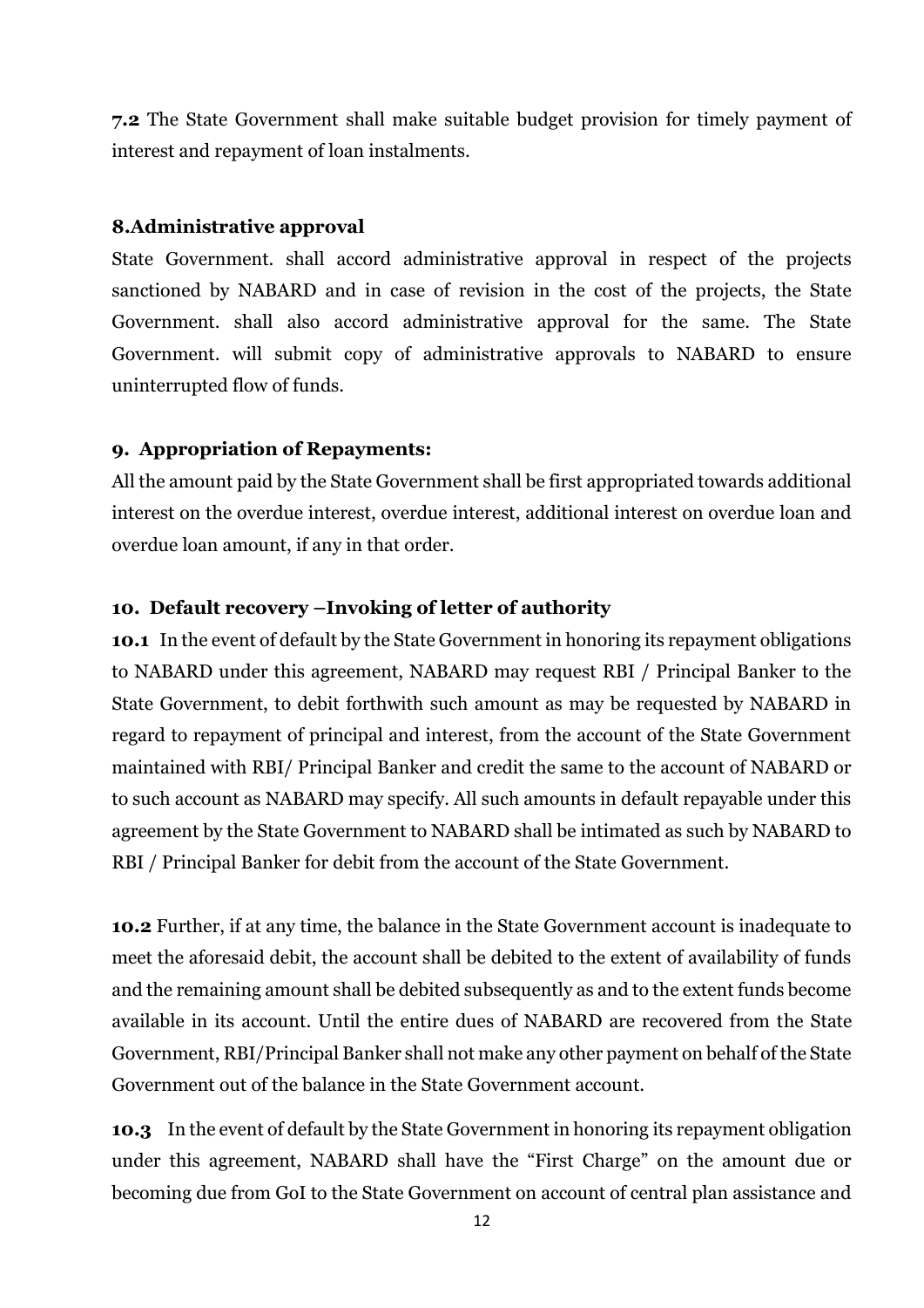**7.2** The State Government shall make suitable budget provision for timely payment of interest and repayment of loan instalments.

### 8. Administrative approval

State Government. shall accord administrative approval in respect of the projects sanctioned by NABARD and in case of revision in the cost of the projects, the State Government. shall also accord administrative approval for the same. The State Government. will submit copy of administrative approvals to NABARD to ensure uninterrupted flow of funds.

### 9. Appropriation of Repayments:

All the amount paid by the State Government shall be first appropriated towards additional interest on the overdue interest, overdue interest, additional interest on overdue loan and overdue loan amount, if any in that order.

### 10. Default recovery –Invoking of letter of authority

**10.1** In the event of default by the State Government in honoring its repayment obligations to NABARD under this agreement, NABARD may request RBI / Principal Banker to the State Government, to debit forthwith such amount as may be requested by NABARD in regard to repayment of principal and interest, from the account of the State Government maintained with RBI/ Principal Banker and credit the same to the account of NABARD or to such account as NABARD may specify. All such amounts in default repayable under this agreement by the State Government to NABARD shall be intimated as such by NABARD to RBI / Principal Banker for debit from the account of the State Government.

**10.2** Further, if at any time, the balance in the State Government account is inadequate to meet the aforesaid debit, the account shall be debited to the extent of availability of funds and the remaining amount shall be debited subsequently as and to the extent funds become available in its account. Until the entire dues of NABARD are recovered from the State Government, RBI/Principal Banker shall not make any other payment on behalf of the State Government out of the balance in the State Government account.

**10.3** In the event of default by the State Government in honoring its repayment obligation under this agreement, NABARD shall have the "First Charge" on the amount due or becoming due from GoI to the State Government on account of central plan assistance and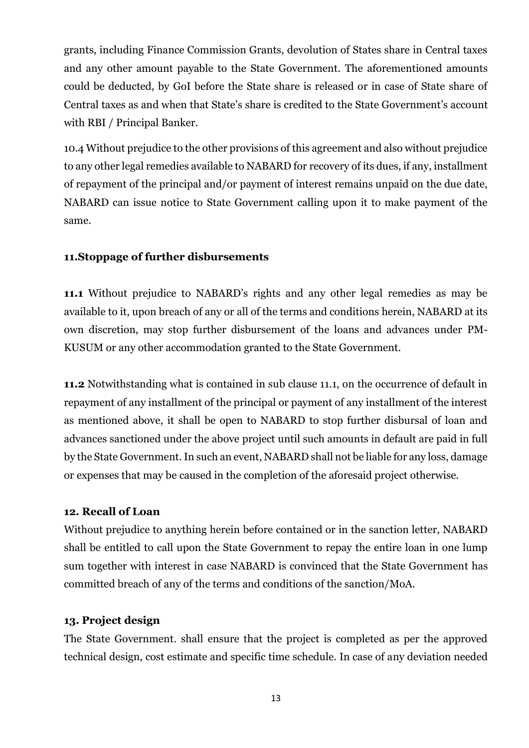grants, including Finance Commission Grants, devolution of States share in Central taxes and any other amount payable to the State Government. The aforementioned amounts could be deducted, by GoI before the State share is released or in case of State share of Central taxes as and when that State's share is credited to the State Government's account with RBI / Principal Banker.

10.4 Without prejudice to the other provisions of this agreement and also without prejudice to any other legal remedies available to NABARD for recovery of its dues, if any, installment of repayment of the principal and/or payment of interest remains unpaid on the due date, NABARD can issue notice to State Government calling upon it to make payment of the same.

### 11.Stoppage of further disbursements

**11.1** Without prejudice to NABARD's rights and any other legal remedies as may be available to it, upon breach of any or all of the terms and conditions herein, NABARD at its own discretion, may stop further disbursement of the loans and advances under PM-KUSUM or any other accommodation granted to the State Government.

**11.2** Notwithstanding what is contained in sub clause 11.1, on the occurrence of default in repayment of any installment of the principal or payment of any installment of the interest as mentioned above, it shall be open to NABARD to stop further disbursal of loan and advances sanctioned under the above project until such amounts in default are paid in full by the State Government. In such an event, NABARD shall not be liable for any loss, damage or expenses that may be caused in the completion of the aforesaid project otherwise.

### 12. Recall of Loan

Without prejudice to anything herein before contained or in the sanction letter, NABARD shall be entitled to call upon the State Government to repay the entire loan in one lump sum together with interest in case NABARD is convinced that the State Government has committed breach of any of the terms and conditions of the sanction/MoA.

### 13. Project design

The State Government. shall ensure that the project is completed as per the approved technical design, cost estimate and specific time schedule. In case of any deviation needed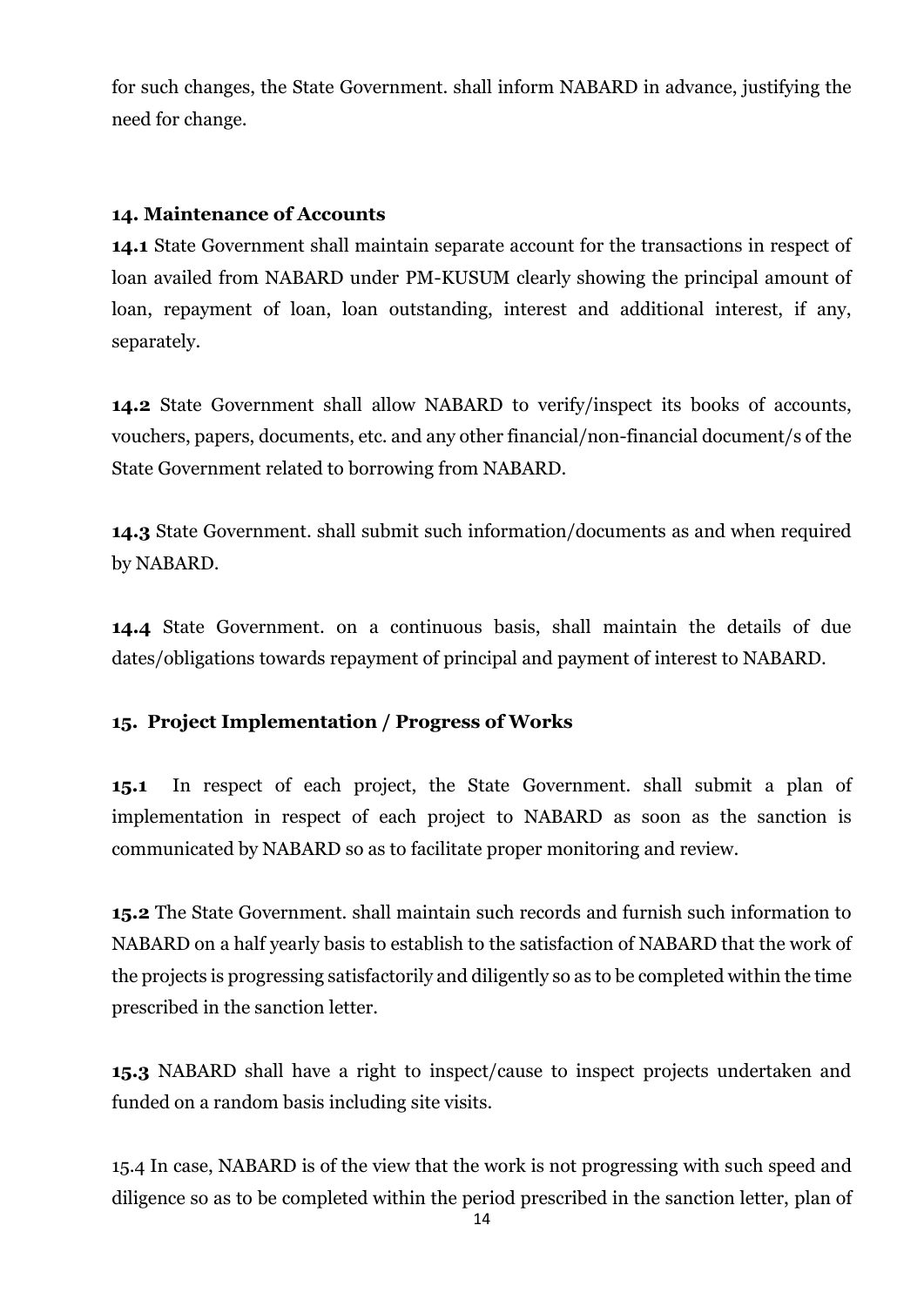for such changes, the State Government. shall inform NABARD in advance, justifying the need for change.

### 14. Maintenance of Accounts

**14.1** State Government shall maintain separate account for the transactions in respect of loan availed from NABARD under PM-KUSUM clearly showing the principal amount of loan, repayment of loan, loan outstanding, interest and additional interest, if any, separately.

**14.2** State Government shall allow NABARD to verify/inspect its books of accounts, vouchers, papers, documents, etc. and any other financial/non-financial document/s of the State Government related to borrowing from NABARD.

**14.3** State Government. shall submit such information/documents as and when required by NABARD.

**14.4** State Government. on a continuous basis, shall maintain the details of due dates/obligations towards repayment of principal and payment of interest to NABARD.

### 15. Project Implementation / Progress of Works

**15.1** In respect of each project, the State Government. shall submit a plan of implementation in respect of each project to NABARD as soon as the sanction is communicated by NABARD so as to facilitate proper monitoring and review.

**15.2** The State Government. shall maintain such records and furnish such information to NABARD on a half yearly basis to establish to the satisfaction of NABARD that the work of the projects is progressing satisfactorily and diligently so as to be completed within the time prescribed in the sanction letter.

**15.3** NABARD shall have a right to inspect/cause to inspect projects undertaken and funded on a random basis including site visits.

15.4 In case, NABARD is of the view that the work is not progressing with such speed and diligence so as to be completed within the period prescribed in the sanction letter, plan of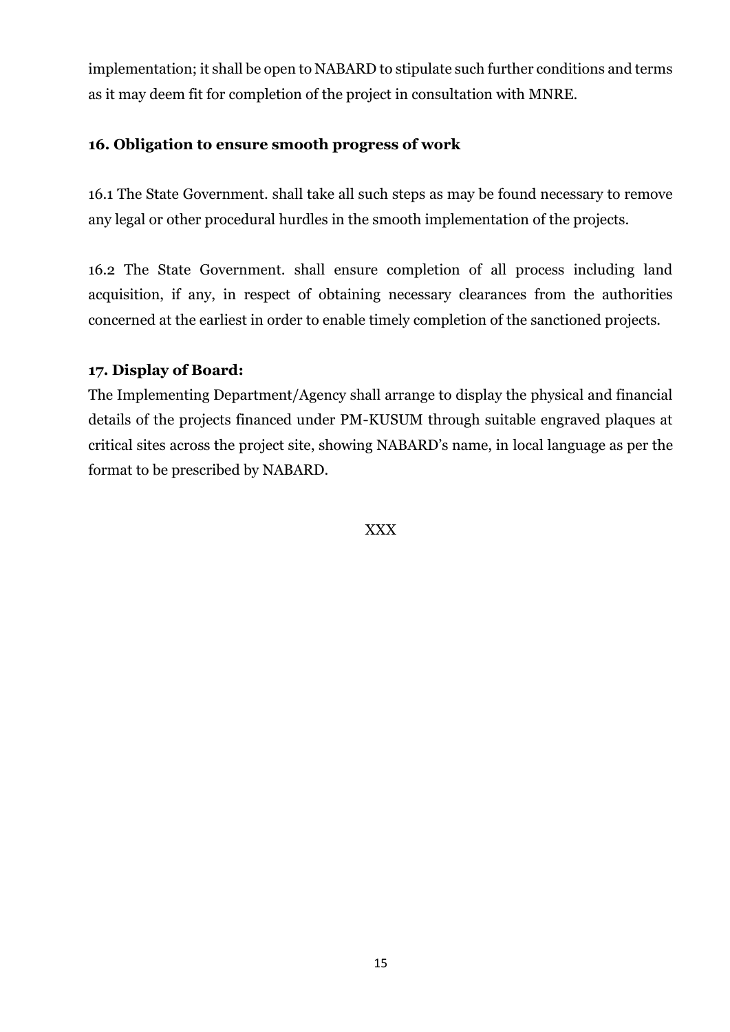implementation; it shall be open to NABARD to stipulate such further conditions and terms as it may deem fit for completion of the project in consultation with MNRE.

**16. Obligation to ensure smooth progress of work**

16.1 The State Government. shall take all such steps as may be found necessary to remove any legal or other procedural hurdles in the smooth implementation of the projects.

16.2 The State Government. shall ensure completion of all process including land acquisition, if any, in respect of obtaining necessary clearances from the authorities concerned at the earliest in order to enable timely completion of the sanctioned projects.

**17. Display of Board:**

The Implementing Department/Agency shall arrange to display the physical and financial details of the projects financed under PM-KUSUM through suitable engraved plaques at critical sites across the project site, showing NABARD's name, in local language as per the format to be prescribed by NABARD.

XXX